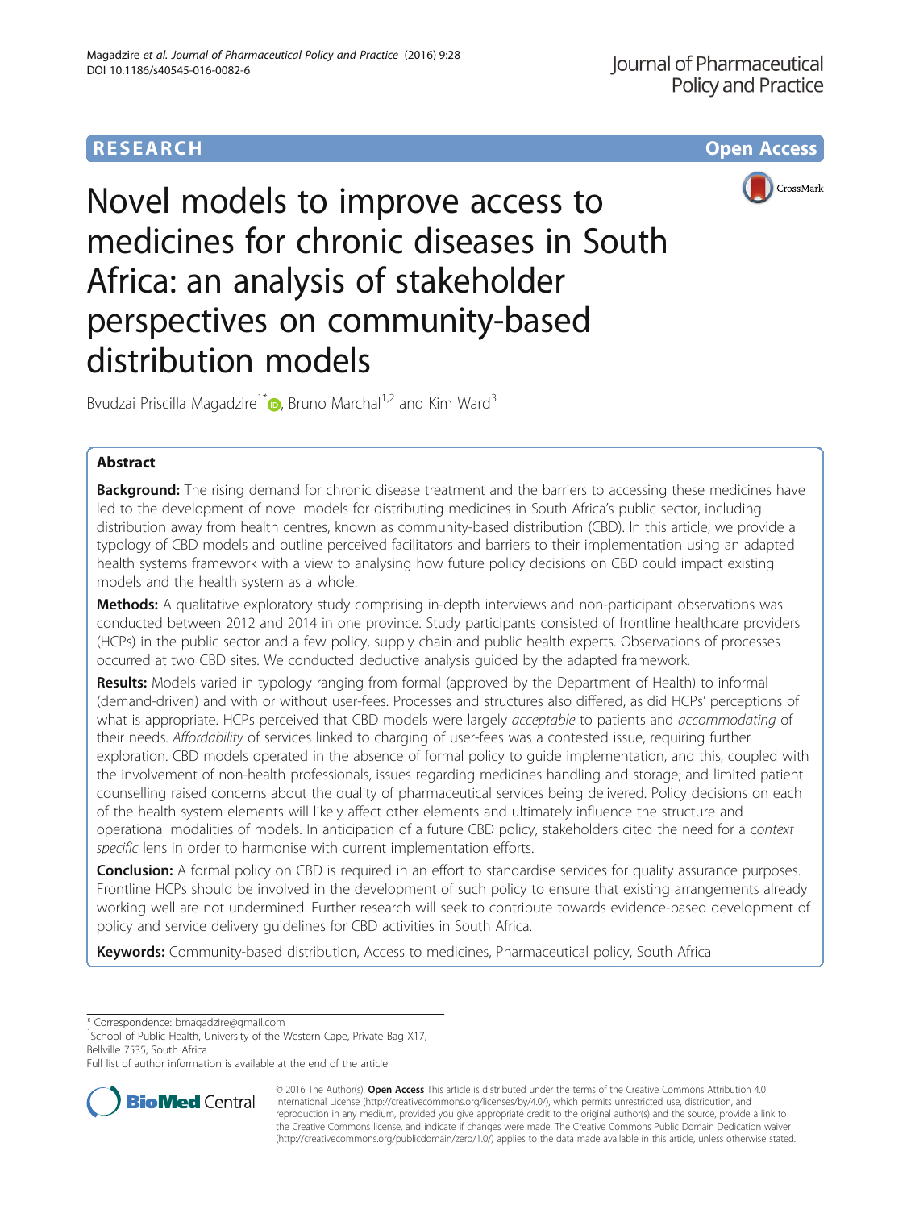RESEARCH Open Access

# Novel models to improve access to medicines for chronic diseases in South Africa: an analysis of stakeholder perspectives on community-based distribution models

Bvudzai Priscilla Magadzire[1*], Bruno Marchal[1,2] and Kim Ward[3]

## Abstract

**Background:** The rising demand for chronic disease treatment and the barriers to accessing these medicines have led to the development of novel models for distributing medicines in South Africa's public sector, including distribution away from health centres, known as community-based distribution (CBD). In this article, we provide a typology of CBD models and outline perceived facilitators and barriers to their implementation using an adapted health systems framework with a view to analysing how future policy decisions on CBD could impact existing models and the health system as a whole.

**Methods:** A qualitative exploratory study comprising in-depth interviews and non-participant observations was conducted between 2012 and 2014 in one province. Study participants consisted of frontline healthcare providers (HCPs) in the public sector and a few policy, supply chain and public health experts. Observations of processes occurred at two CBD sites. We conducted deductive analysis guided by the adapted framework.

**Results:** Models varied in typology ranging from formal (approved by the Department of Health) to informal (demand-driven) and with or without user-fees. Processes and structures also differed, as did HCPs' perceptions of what is appropriate. HCPs perceived that CBD models were largely *acceptable* to patients and *accommodating* of their needs. *Affordability* of services linked to charging of user-fees was a contested issue, requiring further exploration. CBD models operated in the absence of formal policy to guide implementation, and this, coupled with the involvement of non-health professionals, issues regarding medicines handling and storage; and limited patient counselling raised concerns about the quality of pharmaceutical services being delivered. Policy decisions on each of the health system elements will likely affect other elements and ultimately influence the structure and operational modalities of models. In anticipation of a future CBD policy, stakeholders cited the need for a *context specific* lens in order to harmonise with current implementation efforts.

**Conclusion:** A formal policy on CBD is required in an effort to standardise services for quality assurance purposes. Frontline HCPs should be involved in the development of such policy to ensure that existing arrangements already working well are not undermined. Further research will seek to contribute towards evidence-based development of policy and service delivery guidelines for CBD activities in South Africa.

**Keywords:** Community-based distribution, Access to medicines, Pharmaceutical policy, South Africa

---

\* Correspondence: bmagadzire@gmail.com
[1]School of Public Health, University of the Western Cape, Private Bag X17, Bellville 7535, South Africa
Full list of author information is available at the end of the article

© 2016 The Author(s). **Open Access** This article is distributed under the terms of the Creative Commons Attribution 4.0 International License (http://creativecommons.org/licenses/by/4.0/), which permits unrestricted use, distribution, and reproduction in any medium, provided you give appropriate credit to the original author(s) and the source, provide a link to the Creative Commons license, and indicate if changes were made. The Creative Commons Public Domain Dedication waiver (http://creativecommons.org/publicdomain/zero/1.0/) applies to the data made available in this article, unless otherwise stated.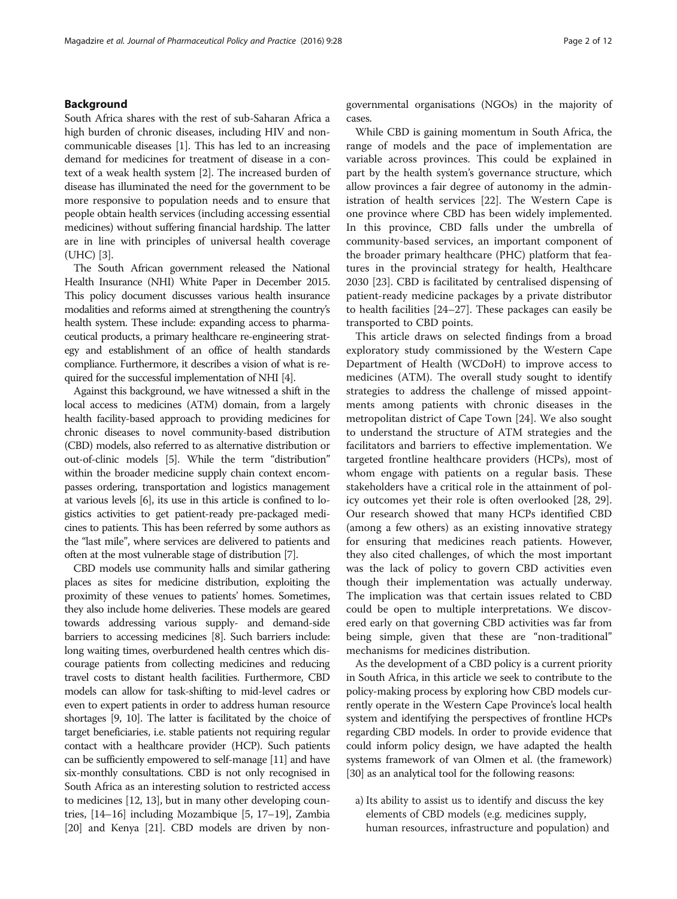## Background

South Africa shares with the rest of sub-Saharan Africa a high burden of chronic diseases, including HIV and non-communicable diseases [1]. This has led to an increasing demand for medicines for treatment of disease in a context of a weak health system [2]. The increased burden of disease has illuminated the need for the government to be more responsive to population needs and to ensure that people obtain health services (including accessing essential medicines) without suffering financial hardship. The latter are in line with principles of universal health coverage (UHC) [3].

The South African government released the National Health Insurance (NHI) White Paper in December 2015. This policy document discusses various health insurance modalities and reforms aimed at strengthening the country's health system. These include: expanding access to pharmaceutical products, a primary healthcare re-engineering strategy and establishment of an office of health standards compliance. Furthermore, it describes a vision of what is required for the successful implementation of NHI [4].

Against this background, we have witnessed a shift in the local access to medicines (ATM) domain, from a largely health facility-based approach to providing medicines for chronic diseases to novel community-based distribution (CBD) models, also referred to as alternative distribution or out-of-clinic models [5]. While the term "distribution" within the broader medicine supply chain context encompasses ordering, transportation and logistics management at various levels [6], its use in this article is confined to logistics activities to get patient-ready pre-packaged medicines to patients. This has been referred by some authors as the "last mile", where services are delivered to patients and often at the most vulnerable stage of distribution [7].

CBD models use community halls and similar gathering places as sites for medicine distribution, exploiting the proximity of these venues to patients' homes. Sometimes, they also include home deliveries. These models are geared towards addressing various supply- and demand-side barriers to accessing medicines [8]. Such barriers include: long waiting times, overburdened health centres which discourage patients from collecting medicines and reducing travel costs to distant health facilities. Furthermore, CBD models can allow for task-shifting to mid-level cadres or even to expert patients in order to address human resource shortages [9, 10]. The latter is facilitated by the choice of target beneficiaries, i.e. stable patients not requiring regular contact with a healthcare provider (HCP). Such patients can be sufficiently empowered to self-manage [11] and have six-monthly consultations. CBD is not only recognised in South Africa as an interesting solution to restricted access to medicines [12, 13], but in many other developing countries, [14–16] including Mozambique [5, 17–19], Zambia [20] and Kenya [21]. CBD models are driven by non-governmental organisations (NGOs) in the majority of cases.

While CBD is gaining momentum in South Africa, the range of models and the pace of implementation are variable across provinces. This could be explained in part by the health system's governance structure, which allow provinces a fair degree of autonomy in the administration of health services [22]. The Western Cape is one province where CBD has been widely implemented. In this province, CBD falls under the umbrella of community-based services, an important component of the broader primary healthcare (PHC) platform that features in the provincial strategy for health, Healthcare 2030 [23]. CBD is facilitated by centralised dispensing of patient-ready medicine packages by a private distributor to health facilities [24–27]. These packages can easily be transported to CBD points.

This article draws on selected findings from a broad exploratory study commissioned by the Western Cape Department of Health (WCDoH) to improve access to medicines (ATM). The overall study sought to identify strategies to address the challenge of missed appointments among patients with chronic diseases in the metropolitan district of Cape Town [24]. We also sought to understand the structure of ATM strategies and the facilitators and barriers to effective implementation. We targeted frontline healthcare providers (HCPs), most of whom engage with patients on a regular basis. These stakeholders have a critical role in the attainment of policy outcomes yet their role is often overlooked [28, 29]. Our research showed that many HCPs identified CBD (among a few others) as an existing innovative strategy for ensuring that medicines reach patients. However, they also cited challenges, of which the most important was the lack of policy to govern CBD activities even though their implementation was actually underway. The implication was that certain issues related to CBD could be open to multiple interpretations. We discovered early on that governing CBD activities was far from being simple, given that these are "non-traditional" mechanisms for medicines distribution.

As the development of a CBD policy is a current priority in South Africa, in this article we seek to contribute to the policy-making process by exploring how CBD models currently operate in the Western Cape Province's local health system and identifying the perspectives of frontline HCPs regarding CBD models. In order to provide evidence that could inform policy design, we have adapted the health systems framework of van Olmen et al. (the framework) [30] as an analytical tool for the following reasons:

a) Its ability to assist us to identify and discuss the key elements of CBD models (e.g. medicines supply, human resources, infrastructure and population) and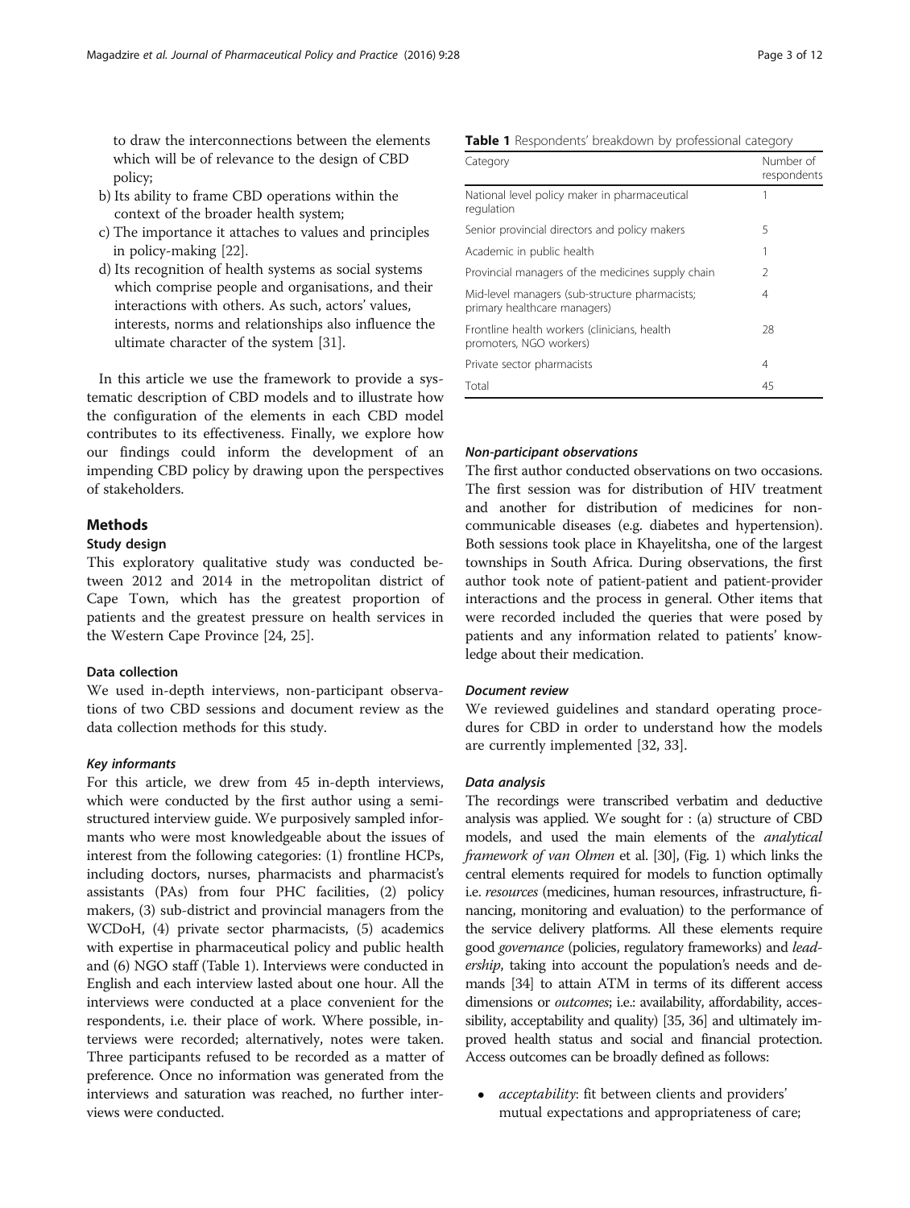to draw the interconnections between the elements which will be of relevance to the design of CBD policy;

b) Its ability to frame CBD operations within the context of the broader health system;
c) The importance it attaches to values and principles in policy-making [22].
d) Its recognition of health systems as social systems which comprise people and organisations, and their interactions with others. As such, actors' values, interests, norms and relationships also influence the ultimate character of the system [31].

In this article we use the framework to provide a systematic description of CBD models and to illustrate how the configuration of the elements in each CBD model contributes to its effectiveness. Finally, we explore how our findings could inform the development of an impending CBD policy by drawing upon the perspectives of stakeholders.

## Methods

### Study design

This exploratory qualitative study was conducted between 2012 and 2014 in the metropolitan district of Cape Town, which has the greatest proportion of patients and the greatest pressure on health services in the Western Cape Province [24, 25].

### Data collection

We used in-depth interviews, non-participant observations of two CBD sessions and document review as the data collection methods for this study.

#### *Key informants*

For this article, we drew from 45 in-depth interviews, which were conducted by the first author using a semi-structured interview guide. We purposively sampled informants who were most knowledgeable about the issues of interest from the following categories: (1) frontline HCPs, including doctors, nurses, pharmacists and pharmacist's assistants (PAs) from four PHC facilities, (2) policy makers, (3) sub-district and provincial managers from the WCDoH, (4) private sector pharmacists, (5) academics with expertise in pharmaceutical policy and public health and (6) NGO staff (Table 1). Interviews were conducted in English and each interview lasted about one hour. All the interviews were conducted at a place convenient for the respondents, i.e. their place of work. Where possible, interviews were recorded; alternatively, notes were taken. Three participants refused to be recorded as a matter of preference. Once no information was generated from the interviews and saturation was reached, no further interviews were conducted.

**Table 1** Respondents' breakdown by professional category

| Category | Number of respondents |
|---|---|
| National level policy maker in pharmaceutical regulation | 1 |
| Senior provincial directors and policy makers | 5 |
| Academic in public health | 1 |
| Provincial managers of the medicines supply chain | 2 |
| Mid-level managers (sub-structure pharmacists; primary healthcare managers) | 4 |
| Frontline health workers (clinicians, health promoters, NGO workers) | 28 |
| Private sector pharmacists | 4 |
| Total | 45 |

#### *Non-participant observations*

The first author conducted observations on two occasions. The first session was for distribution of HIV treatment and another for distribution of medicines for non-communicable diseases (e.g. diabetes and hypertension). Both sessions took place in Khayelitsha, one of the largest townships in South Africa. During observations, the first author took note of patient-patient and patient-provider interactions and the process in general. Other items that were recorded included the queries that were posed by patients and any information related to patients' knowledge about their medication.

#### *Document review*

We reviewed guidelines and standard operating procedures for CBD in order to understand how the models are currently implemented [32, 33].

#### *Data analysis*

The recordings were transcribed verbatim and deductive analysis was applied. We sought for : (a) structure of CBD models, and used the main elements of the *analytical framework of van Olmen* et al. [30], (Fig. 1) which links the central elements required for models to function optimally i.e. *resources* (medicines, human resources, infrastructure, financing, monitoring and evaluation) to the performance of the service delivery platforms. All these elements require good *governance* (policies, regulatory frameworks) and *leadership*, taking into account the population's needs and demands [34] to attain ATM in terms of its different access dimensions or *outcomes*; i.e.: availability, affordability, accessibility, acceptability and quality) [35, 36] and ultimately improved health status and social and financial protection. Access outcomes can be broadly defined as follows:

- *acceptability*: fit between clients and providers' mutual expectations and appropriateness of care;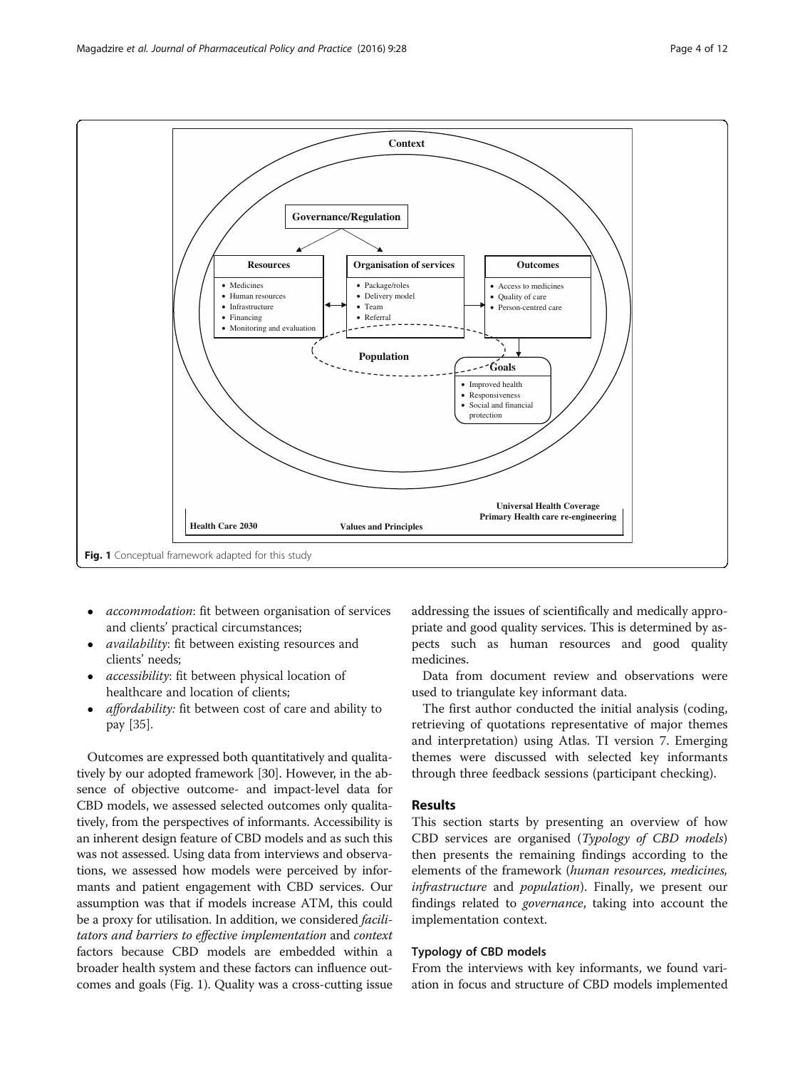Fig. 1 Conceptual framework adapted for this study

- *accommodation*: fit between organisation of services and clients' practical circumstances;
- *availability*: fit between existing resources and clients' needs;
- *accessibility*: fit between physical location of healthcare and location of clients;
- *affordability:* fit between cost of care and ability to pay [35].

Outcomes are expressed both quantitatively and qualitatively by our adopted framework [30]. However, in the absence of objective outcome- and impact-level data for CBD models, we assessed selected outcomes only qualitatively, from the perspectives of informants. Accessibility is an inherent design feature of CBD models and as such this was not assessed. Using data from interviews and observations, we assessed how models were perceived by informants and patient engagement with CBD services. Our assumption was that if models increase ATM, this could be a proxy for utilisation. In addition, we considered *facilitators and barriers to effective implementation* and *context* factors because CBD models are embedded within a broader health system and these factors can influence outcomes and goals (Fig. 1). Quality was a cross-cutting issue addressing the issues of scientifically and medically appropriate and good quality services. This is determined by aspects such as human resources and good quality medicines.

Data from document review and observations were used to triangulate key informant data.

The first author conducted the initial analysis (coding, retrieving of quotations representative of major themes and interpretation) using Atlas. TI version 7. Emerging themes were discussed with selected key informants through three feedback sessions (participant checking).

## Results

This section starts by presenting an overview of how CBD services are organised (*Typology of CBD models*) then presents the remaining findings according to the elements of the framework (*human resources, medicines, infrastructure* and *population*). Finally, we present our findings related to *governance*, taking into account the implementation context.

### Typology of CBD models

From the interviews with key informants, we found variation in focus and structure of CBD models implemented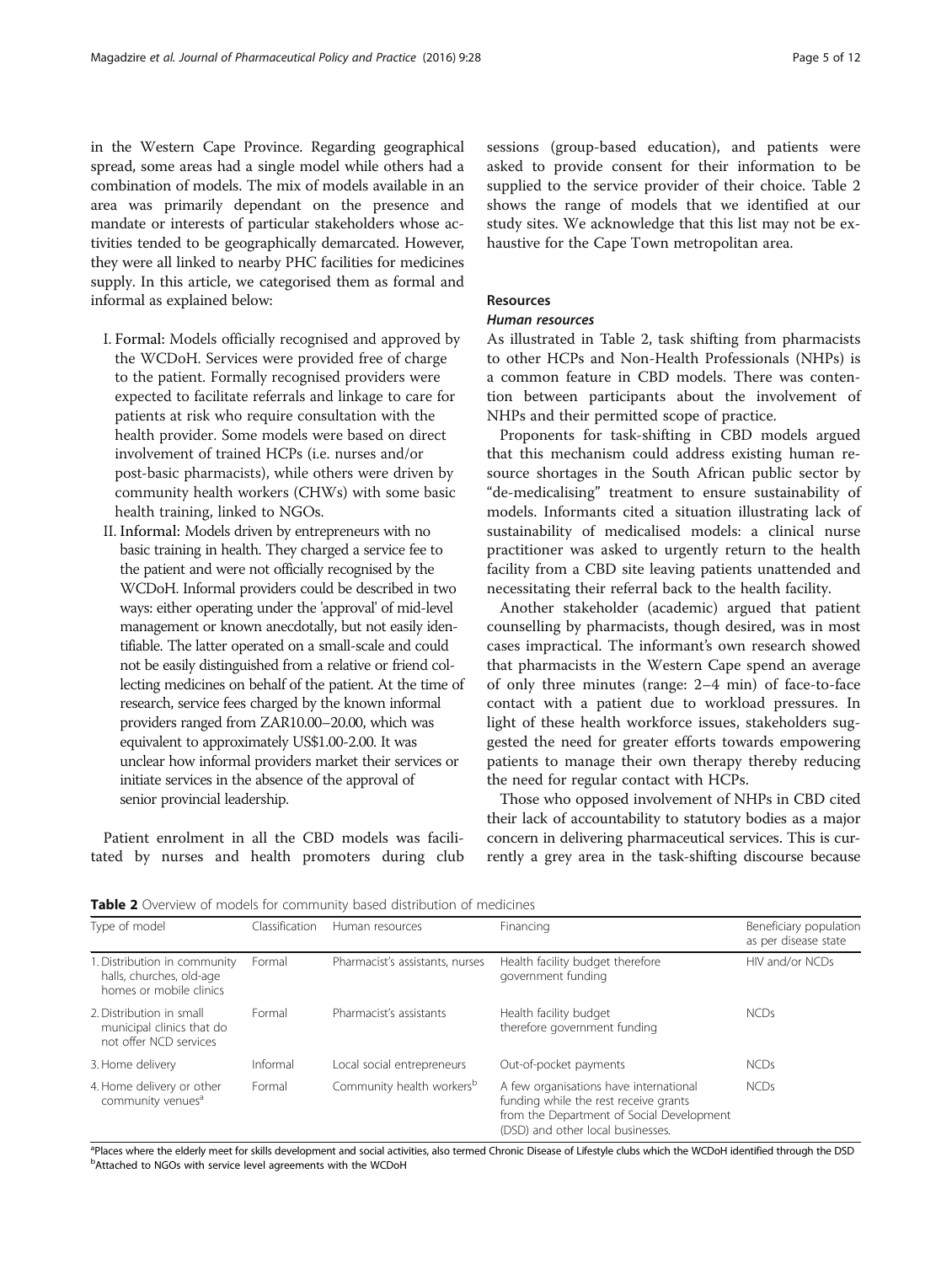in the Western Cape Province. Regarding geographical spread, some areas had a single model while others had a combination of models. The mix of models available in an area was primarily dependant on the presence and mandate or interests of particular stakeholders whose activities tended to be geographically demarcated. However, they were all linked to nearby PHC facilities for medicines supply. In this article, we categorised them as formal and informal as explained below:

I. **Formal:** Models officially recognised and approved by the WCDoH. Services were provided free of charge to the patient. Formally recognised providers were expected to facilitate referrals and linkage to care for patients at risk who require consultation with the health provider. Some models were based on direct involvement of trained HCPs (i.e. nurses and/or post-basic pharmacists), while others were driven by community health workers (CHWs) with some basic health training, linked to NGOs.

II. **Informal:** Models driven by entrepreneurs with no basic training in health. They charged a service fee to the patient and were not officially recognised by the WCDoH. Informal providers could be described in two ways: either operating under the 'approval' of mid-level management or known anecdotally, but not easily identifiable. The latter operated on a small-scale and could not be easily distinguished from a relative or friend collecting medicines on behalf of the patient. At the time of research, service fees charged by the known informal providers ranged from ZAR10.00–20.00, which was equivalent to approximately US$1.00-2.00. It was unclear how informal providers market their services or initiate services in the absence of the approval of senior provincial leadership.

Patient enrolment in all the CBD models was facilitated by nurses and health promoters during club sessions (group-based education), and patients were asked to provide consent for their information to be supplied to the service provider of their choice. Table 2 shows the range of models that we identified at our study sites. We acknowledge that this list may not be exhaustive for the Cape Town metropolitan area.

## Resources

### *Human resources*

As illustrated in Table 2, task shifting from pharmacists to other HCPs and Non-Health Professionals (NHPs) is a common feature in CBD models. There was contention between participants about the involvement of NHPs and their permitted scope of practice.

Proponents for task-shifting in CBD models argued that this mechanism could address existing human resource shortages in the South African public sector by "de-medicalising" treatment to ensure sustainability of models. Informants cited a situation illustrating lack of sustainability of medicalised models: a clinical nurse practitioner was asked to urgently return to the health facility from a CBD site leaving patients unattended and necessitating their referral back to the health facility.

Another stakeholder (academic) argued that patient counselling by pharmacists, though desired, was in most cases impractical. The informant's own research showed that pharmacists in the Western Cape spend an average of only three minutes (range: 2–4 min) of face-to-face contact with a patient due to workload pressures. In light of these health workforce issues, stakeholders suggested the need for greater efforts towards empowering patients to manage their own therapy thereby reducing the need for regular contact with HCPs.

Those who opposed involvement of NHPs in CBD cited their lack of accountability to statutory bodies as a major concern in delivering pharmaceutical services. This is currently a grey area in the task-shifting discourse because

**Table 2** Overview of models for community based distribution of medicines

| Type of model | Classification | Human resources | Financing | Beneficiary population as per disease state |
|---|---|---|---|---|
| 1. Distribution in community halls, churches, old-age homes or mobile clinics | Formal | Pharmacist's assistants, nurses | Health facility budget therefore government funding | HIV and/or NCDs |
| 2. Distribution in small municipal clinics that do not offer NCD services | Formal | Pharmacist's assistants | Health facility budget therefore government funding | NCDs |
| 3. Home delivery | Informal | Local social entrepreneurs | Out-of-pocket payments | NCDs |
| 4. Home delivery or other community venues[a] | Formal | Community health workers[b] | A few organisations have international funding while the rest receive grants from the Department of Social Development (DSD) and other local businesses. | NCDs |

[a]Places where the elderly meet for skills development and social activities, also termed Chronic Disease of Lifestyle clubs which the WCDoH identified through the DSD
[b]Attached to NGOs with service level agreements with the WCDoH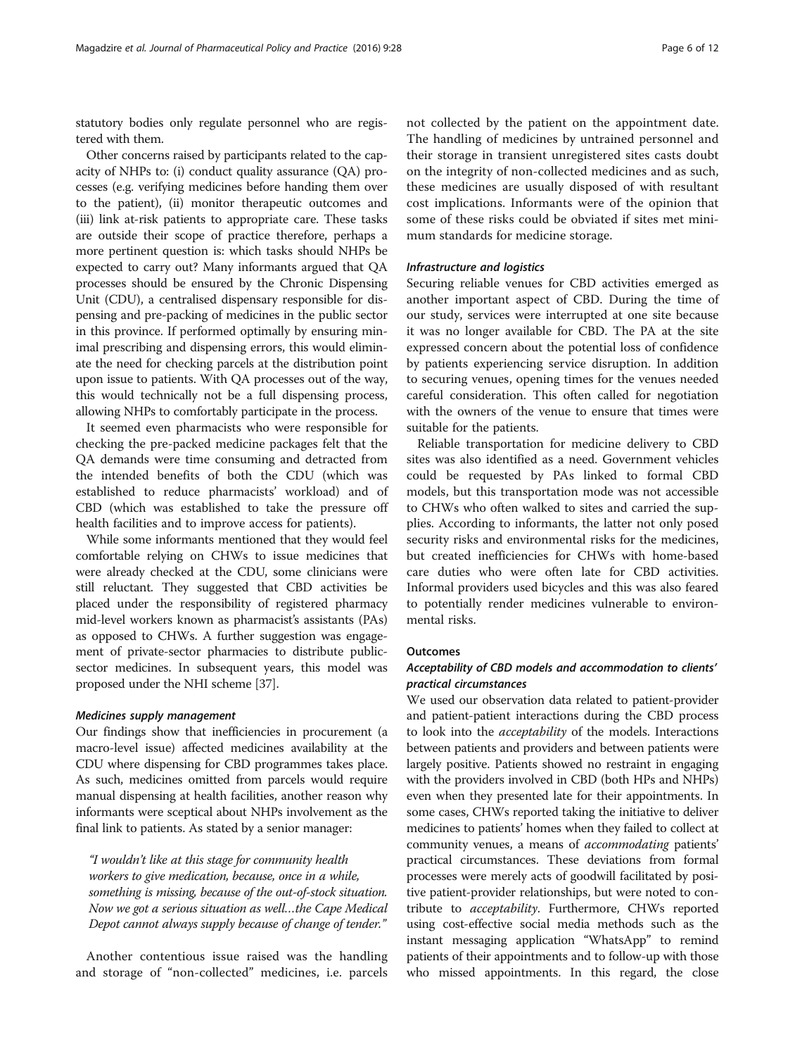statutory bodies only regulate personnel who are registered with them.

Other concerns raised by participants related to the capacity of NHPs to: (i) conduct quality assurance (QA) processes (e.g. verifying medicines before handing them over to the patient), (ii) monitor therapeutic outcomes and (iii) link at-risk patients to appropriate care. These tasks are outside their scope of practice therefore, perhaps a more pertinent question is: which tasks should NHPs be expected to carry out? Many informants argued that QA processes should be ensured by the Chronic Dispensing Unit (CDU), a centralised dispensary responsible for dispensing and pre-packing of medicines in the public sector in this province. If performed optimally by ensuring minimal prescribing and dispensing errors, this would eliminate the need for checking parcels at the distribution point upon issue to patients. With QA processes out of the way, this would technically not be a full dispensing process, allowing NHPs to comfortably participate in the process.

It seemed even pharmacists who were responsible for checking the pre-packed medicine packages felt that the QA demands were time consuming and detracted from the intended benefits of both the CDU (which was established to reduce pharmacists' workload) and of CBD (which was established to take the pressure off health facilities and to improve access for patients).

While some informants mentioned that they would feel comfortable relying on CHWs to issue medicines that were already checked at the CDU, some clinicians were still reluctant. They suggested that CBD activities be placed under the responsibility of registered pharmacy mid-level workers known as pharmacist's assistants (PAs) as opposed to CHWs. A further suggestion was engagement of private-sector pharmacies to distribute public-sector medicines. In subsequent years, this model was proposed under the NHI scheme [37].

#### *Medicines supply management*

Our findings show that inefficiencies in procurement (a macro-level issue) affected medicines availability at the CDU where dispensing for CBD programmes takes place. As such, medicines omitted from parcels would require manual dispensing at health facilities, another reason why informants were sceptical about NHPs involvement as the final link to patients. As stated by a senior manager:

> *"I wouldn't like at this stage for community health workers to give medication, because, once in a while, something is missing, because of the out-of-stock situation. Now we got a serious situation as well…the Cape Medical Depot cannot always supply because of change of tender."*

Another contentious issue raised was the handling and storage of "non-collected" medicines, i.e. parcels not collected by the patient on the appointment date. The handling of medicines by untrained personnel and their storage in transient unregistered sites casts doubt on the integrity of non-collected medicines and as such, these medicines are usually disposed of with resultant cost implications. Informants were of the opinion that some of these risks could be obviated if sites met minimum standards for medicine storage.

#### *Infrastructure and logistics*

Securing reliable venues for CBD activities emerged as another important aspect of CBD. During the time of our study, services were interrupted at one site because it was no longer available for CBD. The PA at the site expressed concern about the potential loss of confidence by patients experiencing service disruption. In addition to securing venues, opening times for the venues needed careful consideration. This often called for negotiation with the owners of the venue to ensure that times were suitable for the patients.

Reliable transportation for medicine delivery to CBD sites was also identified as a need. Government vehicles could be requested by PAs linked to formal CBD models, but this transportation mode was not accessible to CHWs who often walked to sites and carried the supplies. According to informants, the latter not only posed security risks and environmental risks for the medicines, but created inefficiencies for CHWs with home-based care duties who were often late for CBD activities. Informal providers used bicycles and this was also feared to potentially render medicines vulnerable to environmental risks.

### Outcomes

#### *Acceptability of CBD models and accommodation to clients' practical circumstances*

We used our observation data related to patient-provider and patient-patient interactions during the CBD process to look into the *acceptability* of the models. Interactions between patients and providers and between patients were largely positive. Patients showed no restraint in engaging with the providers involved in CBD (both HPs and NHPs) even when they presented late for their appointments. In some cases, CHWs reported taking the initiative to deliver medicines to patients' homes when they failed to collect at community venues, a means of *accommodating* patients' practical circumstances. These deviations from formal processes were merely acts of goodwill facilitated by positive patient-provider relationships, but were noted to contribute to *acceptability*. Furthermore, CHWs reported using cost-effective social media methods such as the instant messaging application "WhatsApp" to remind patients of their appointments and to follow-up with those who missed appointments. In this regard, the close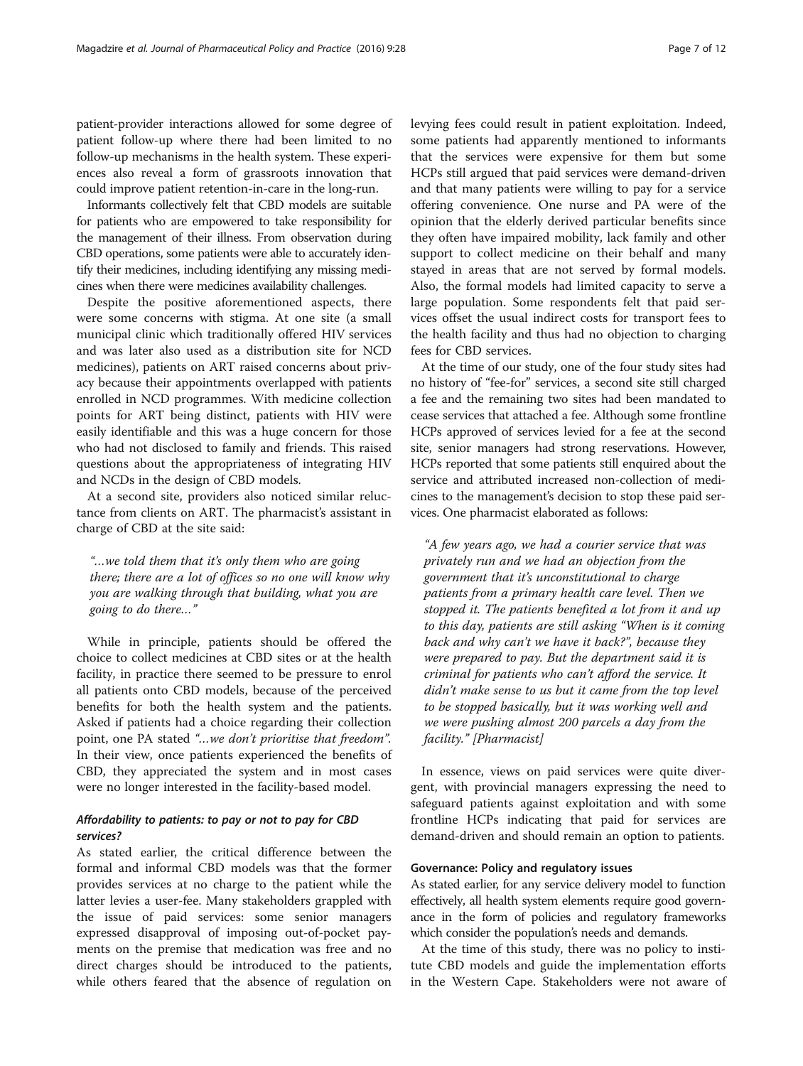patient-provider interactions allowed for some degree of patient follow-up where there had been limited to no follow-up mechanisms in the health system. These experiences also reveal a form of grassroots innovation that could improve patient retention-in-care in the long-run.

Informants collectively felt that CBD models are suitable for patients who are empowered to take responsibility for the management of their illness. From observation during CBD operations, some patients were able to accurately identify their medicines, including identifying any missing medicines when there were medicines availability challenges.

Despite the positive aforementioned aspects, there were some concerns with stigma. At one site (a small municipal clinic which traditionally offered HIV services and was later also used as a distribution site for NCD medicines), patients on ART raised concerns about privacy because their appointments overlapped with patients enrolled in NCD programmes. With medicine collection points for ART being distinct, patients with HIV were easily identifiable and this was a huge concern for those who had not disclosed to family and friends. This raised questions about the appropriateness of integrating HIV and NCDs in the design of CBD models.

At a second site, providers also noticed similar reluctance from clients on ART. The pharmacist's assistant in charge of CBD at the site said:

> *"…we told them that it's only them who are going there; there are a lot of offices so no one will know why you are walking through that building, what you are going to do there…"*

While in principle, patients should be offered the choice to collect medicines at CBD sites or at the health facility, in practice there seemed to be pressure to enrol all patients onto CBD models, because of the perceived benefits for both the health system and the patients. Asked if patients had a choice regarding their collection point, one PA stated *"…we don't prioritise that freedom"*. In their view, once patients experienced the benefits of CBD, they appreciated the system and in most cases were no longer interested in the facility-based model.

#### *Affordability to patients: to pay or not to pay for CBD services?*

As stated earlier, the critical difference between the formal and informal CBD models was that the former provides services at no charge to the patient while the latter levies a user-fee. Many stakeholders grappled with the issue of paid services: some senior managers expressed disapproval of imposing out-of-pocket payments on the premise that medication was free and no direct charges should be introduced to the patients, while others feared that the absence of regulation on levying fees could result in patient exploitation. Indeed, some patients had apparently mentioned to informants that the services were expensive for them but some HCPs still argued that paid services were demand-driven and that many patients were willing to pay for a service offering convenience. One nurse and PA were of the opinion that the elderly derived particular benefits since they often have impaired mobility, lack family and other support to collect medicine on their behalf and many stayed in areas that are not served by formal models. Also, the formal models had limited capacity to serve a large population. Some respondents felt that paid services offset the usual indirect costs for transport fees to the health facility and thus had no objection to charging fees for CBD services.

At the time of our study, one of the four study sites had no history of "fee-for" services, a second site still charged a fee and the remaining two sites had been mandated to cease services that attached a fee. Although some frontline HCPs approved of services levied for a fee at the second site, senior managers had strong reservations. However, HCPs reported that some patients still enquired about the service and attributed increased non-collection of medicines to the management's decision to stop these paid services. One pharmacist elaborated as follows:

> *"A few years ago, we had a courier service that was privately run and we had an objection from the government that it's unconstitutional to charge patients from a primary health care level. Then we stopped it. The patients benefited a lot from it and up to this day, patients are still asking "When is it coming back and why can't we have it back?", because they were prepared to pay. But the department said it is criminal for patients who can't afford the service. It didn't make sense to us but it came from the top level to be stopped basically, but it was working well and we were pushing almost 200 parcels a day from the facility."* [Pharmacist]

In essence, views on paid services were quite divergent, with provincial managers expressing the need to safeguard patients against exploitation and with some frontline HCPs indicating that paid for services are demand-driven and should remain an option to patients.

### Governance: Policy and regulatory issues

As stated earlier, for any service delivery model to function effectively, all health system elements require good governance in the form of policies and regulatory frameworks which consider the population's needs and demands.

At the time of this study, there was no policy to institute CBD models and guide the implementation efforts in the Western Cape. Stakeholders were not aware of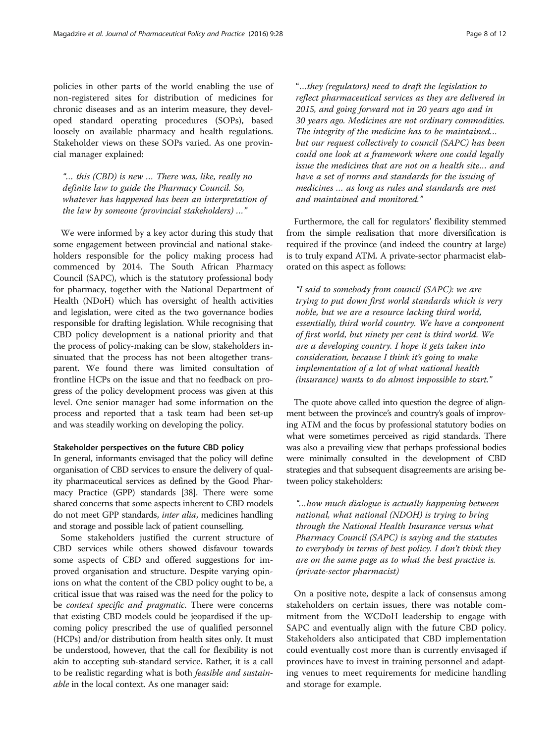policies in other parts of the world enabling the use of non-registered sites for distribution of medicines for chronic diseases and as an interim measure, they developed standard operating procedures (SOPs), based loosely on available pharmacy and health regulations. Stakeholder views on these SOPs varied. As one provincial manager explained:

> "… this (CBD) is new … There was, like, really no definite law to guide the Pharmacy Council. So, whatever has happened has been an interpretation of the law by someone (provincial stakeholders) …"

We were informed by a key actor during this study that some engagement between provincial and national stakeholders responsible for the policy making process had commenced by 2014. The South African Pharmacy Council (SAPC), which is the statutory professional body for pharmacy, together with the National Department of Health (NDoH) which has oversight of health activities and legislation, were cited as the two governance bodies responsible for drafting legislation. While recognising that CBD policy development is a national priority and that the process of policy-making can be slow, stakeholders insinuated that the process has not been altogether transparent. We found there was limited consultation of frontline HCPs on the issue and that no feedback on progress of the policy development process was given at this level. One senior manager had some information on the process and reported that a task team had been set-up and was steadily working on developing the policy.

#### Stakeholder perspectives on the future CBD policy

In general, informants envisaged that the policy will define organisation of CBD services to ensure the delivery of quality pharmaceutical services as defined by the Good Pharmacy Practice (GPP) standards [38]. There were some shared concerns that some aspects inherent to CBD models do not meet GPP standards, *inter alia*, medicines handling and storage and possible lack of patient counselling.

Some stakeholders justified the current structure of CBD services while others showed disfavour towards some aspects of CBD and offered suggestions for improved organisation and structure. Despite varying opinions on what the content of the CBD policy ought to be, a critical issue that was raised was the need for the policy to be *context specific and pragmatic*. There were concerns that existing CBD models could be jeopardised if the upcoming policy prescribed the use of qualified personnel (HCPs) and/or distribution from health sites only. It must be understood, however, that the call for flexibility is not akin to accepting sub-standard service. Rather, it is a call to be realistic regarding what is both *feasible and sustainable* in the local context. As one manager said:

> "…they (regulators) need to draft the legislation to reflect pharmaceutical services as they are delivered in 2015, and going forward not in 20 years ago and in 30 years ago. Medicines are not ordinary commodities. The integrity of the medicine has to be maintained… but our request collectively to council (SAPC) has been could one look at a framework where one could legally issue the medicines that are not on a health site… and have a set of norms and standards for the issuing of medicines … as long as rules and standards are met and maintained and monitored."

Furthermore, the call for regulators' flexibility stemmed from the simple realisation that more diversification is required if the province (and indeed the country at large) is to truly expand ATM. A private-sector pharmacist elaborated on this aspect as follows:

> "I said to somebody from council (SAPC): we are trying to put down first world standards which is very noble, but we are a resource lacking third world, essentially, third world country. We have a component of first world, but ninety per cent is third world. We are a developing country. I hope it gets taken into consideration, because I think it's going to make implementation of a lot of what national health (insurance) wants to do almost impossible to start."

The quote above called into question the degree of alignment between the province's and country's goals of improving ATM and the focus by professional statutory bodies on what were sometimes perceived as rigid standards. There was also a prevailing view that perhaps professional bodies were minimally consulted in the development of CBD strategies and that subsequent disagreements are arising between policy stakeholders:

> "…how much dialogue is actually happening between national, what national (NDOH) is trying to bring through the National Health Insurance versus what Pharmacy Council (SAPC) is saying and the statutes to everybody in terms of best policy. I don't think they are on the same page as to what the best practice is. (private-sector pharmacist)

On a positive note, despite a lack of consensus among stakeholders on certain issues, there was notable commitment from the WCDoH leadership to engage with SAPC and eventually align with the future CBD policy. Stakeholders also anticipated that CBD implementation could eventually cost more than is currently envisaged if provinces have to invest in training personnel and adapting venues to meet requirements for medicine handling and storage for example.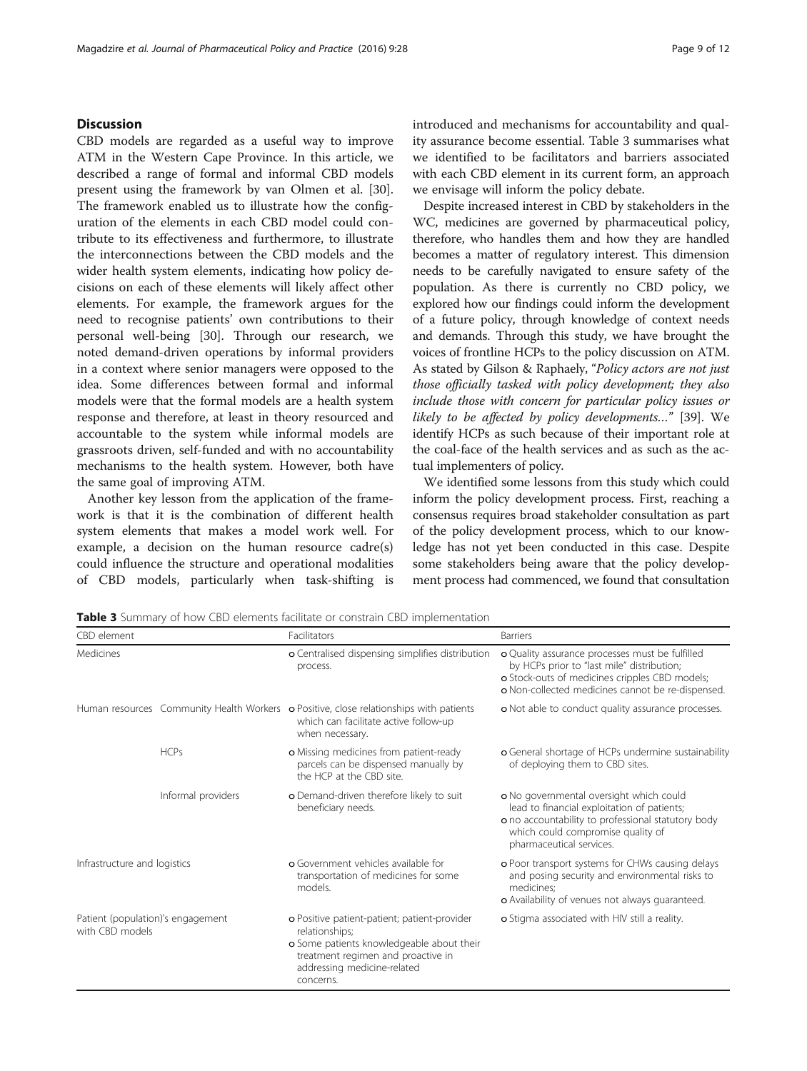## Discussion

CBD models are regarded as a useful way to improve ATM in the Western Cape Province. In this article, we described a range of formal and informal CBD models present using the framework by van Olmen et al. [30]. The framework enabled us to illustrate how the configuration of the elements in each CBD model could contribute to its effectiveness and furthermore, to illustrate the interconnections between the CBD models and the wider health system elements, indicating how policy decisions on each of these elements will likely affect other elements. For example, the framework argues for the need to recognise patients' own contributions to their personal well-being [30]. Through our research, we noted demand-driven operations by informal providers in a context where senior managers were opposed to the idea. Some differences between formal and informal models were that the formal models are a health system response and therefore, at least in theory resourced and accountable to the system while informal models are grassroots driven, self-funded and with no accountability mechanisms to the health system. However, both have the same goal of improving ATM.

Another key lesson from the application of the framework is that it is the combination of different health system elements that makes a model work well. For example, a decision on the human resource cadre(s) could influence the structure and operational modalities of CBD models, particularly when task-shifting is introduced and mechanisms for accountability and quality assurance become essential. Table 3 summarises what we identified to be facilitators and barriers associated with each CBD element in its current form, an approach we envisage will inform the policy debate.

Despite increased interest in CBD by stakeholders in the WC, medicines are governed by pharmaceutical policy, therefore, who handles them and how they are handled becomes a matter of regulatory interest. This dimension needs to be carefully navigated to ensure safety of the population. As there is currently no CBD policy, we explored how our findings could inform the development of a future policy, through knowledge of context needs and demands. Through this study, we have brought the voices of frontline HCPs to the policy discussion on ATM. As stated by Gilson & Raphaely, "*Policy actors are not just those officially tasked with policy development; they also include those with concern for particular policy issues or likely to be affected by policy developments…*" [39]. We identify HCPs as such because of their important role at the coal-face of the health services and as such as the actual implementers of policy.

We identified some lessons from this study which could inform the policy development process. First, reaching a consensus requires broad stakeholder consultation as part of the policy development process, which to our knowledge has not yet been conducted in this case. Despite some stakeholders being aware that the policy development process had commenced, we found that consultation

**Table 3** Summary of how CBD elements facilitate or constrain CBD implementation

| CBD element | | Facilitators | Barriers |
|---|---|---|---|
| Medicines | | o Centralised dispensing simplifies distribution process. | o Quality assurance processes must be fulfilled by HCPs prior to "last mile" distribution;<br>o Stock-outs of medicines cripples CBD models;<br>o Non-collected medicines cannot be re-dispensed. |
| Human resources | Community Health Workers | o Positive, close relationships with patients which can facilitate active follow-up when necessary. | o Not able to conduct quality assurance processes. |
| | HCPs | o Missing medicines from patient-ready parcels can be dispensed manually by the HCP at the CBD site. | o General shortage of HCPs undermine sustainability of deploying them to CBD sites. |
| | Informal providers | o Demand-driven therefore likely to suit beneficiary needs. | o No governmental oversight which could lead to financial exploitation of patients;<br>o no accountability to professional statutory body which could compromise quality of pharmaceutical services. |
| Infrastructure and logistics | | o Government vehicles available for transportation of medicines for some models. | o Poor transport systems for CHWs causing delays and posing security and environmental risks to medicines;<br>o Availability of venues not always guaranteed. |
| Patient (population)'s engagement with CBD models | | o Positive patient-patient; patient-provider relationships;<br>o Some patients knowledgeable about their treatment regimen and proactive in addressing medicine-related concerns. | o Stigma associated with HIV still a reality. |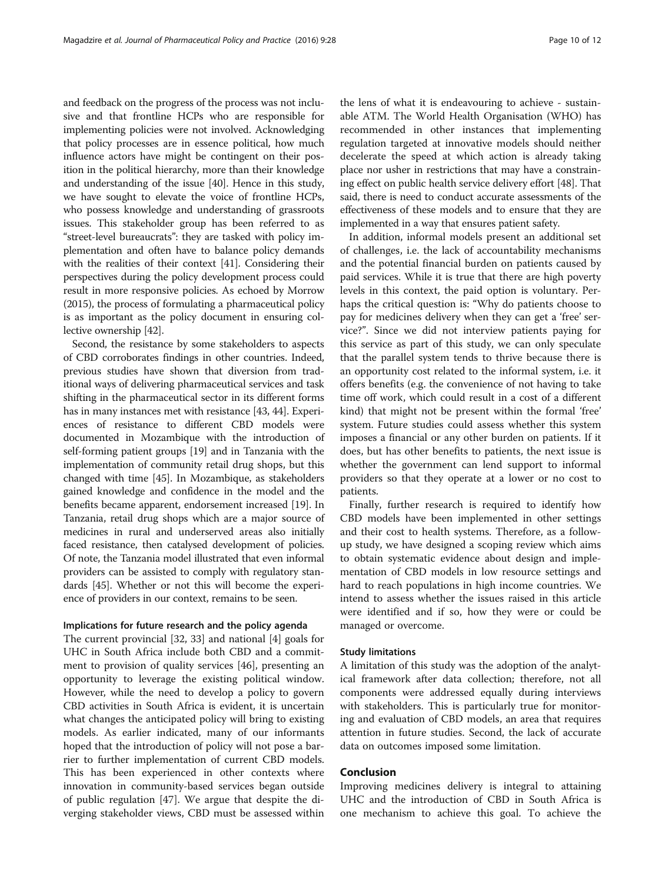and feedback on the progress of the process was not inclusive and that frontline HCPs who are responsible for implementing policies were not involved. Acknowledging that policy processes are in essence political, how much influence actors have might be contingent on their position in the political hierarchy, more than their knowledge and understanding of the issue [40]. Hence in this study, we have sought to elevate the voice of frontline HCPs, who possess knowledge and understanding of grassroots issues. This stakeholder group has been referred to as "street-level bureaucrats": they are tasked with policy implementation and often have to balance policy demands with the realities of their context [41]. Considering their perspectives during the policy development process could result in more responsive policies. As echoed by Morrow (2015), the process of formulating a pharmaceutical policy is as important as the policy document in ensuring collective ownership [42].

Second, the resistance by some stakeholders to aspects of CBD corroborates findings in other countries. Indeed, previous studies have shown that diversion from traditional ways of delivering pharmaceutical services and task shifting in the pharmaceutical sector in its different forms has in many instances met with resistance [43, 44]. Experiences of resistance to different CBD models were documented in Mozambique with the introduction of self-forming patient groups [19] and in Tanzania with the implementation of community retail drug shops, but this changed with time [45]. In Mozambique, as stakeholders gained knowledge and confidence in the model and the benefits became apparent, endorsement increased [19]. In Tanzania, retail drug shops which are a major source of medicines in rural and underserved areas also initially faced resistance, then catalysed development of policies. Of note, the Tanzania model illustrated that even informal providers can be assisted to comply with regulatory standards [45]. Whether or not this will become the experience of providers in our context, remains to be seen.

### Implications for future research and the policy agenda

The current provincial [32, 33] and national [4] goals for UHC in South Africa include both CBD and a commitment to provision of quality services [46], presenting an opportunity to leverage the existing political window. However, while the need to develop a policy to govern CBD activities in South Africa is evident, it is uncertain what changes the anticipated policy will bring to existing models. As earlier indicated, many of our informants hoped that the introduction of policy will not pose a barrier to further implementation of current CBD models. This has been experienced in other contexts where innovation in community-based services began outside of public regulation [47]. We argue that despite the diverging stakeholder views, CBD must be assessed within the lens of what it is endeavouring to achieve - sustainable ATM. The World Health Organisation (WHO) has recommended in other instances that implementing regulation targeted at innovative models should neither decelerate the speed at which action is already taking place nor usher in restrictions that may have a constraining effect on public health service delivery effort [48]. That said, there is need to conduct accurate assessments of the effectiveness of these models and to ensure that they are implemented in a way that ensures patient safety.

In addition, informal models present an additional set of challenges, i.e. the lack of accountability mechanisms and the potential financial burden on patients caused by paid services. While it is true that there are high poverty levels in this context, the paid option is voluntary. Perhaps the critical question is: "Why do patients choose to pay for medicines delivery when they can get a 'free' service?". Since we did not interview patients paying for this service as part of this study, we can only speculate that the parallel system tends to thrive because there is an opportunity cost related to the informal system, i.e. it offers benefits (e.g. the convenience of not having to take time off work, which could result in a cost of a different kind) that might not be present within the formal 'free' system. Future studies could assess whether this system imposes a financial or any other burden on patients. If it does, but has other benefits to patients, the next issue is whether the government can lend support to informal providers so that they operate at a lower or no cost to patients.

Finally, further research is required to identify how CBD models have been implemented in other settings and their cost to health systems. Therefore, as a follow-up study, we have designed a scoping review which aims to obtain systematic evidence about design and implementation of CBD models in low resource settings and hard to reach populations in high income countries. We intend to assess whether the issues raised in this article were identified and if so, how they were or could be managed or overcome.

### Study limitations

A limitation of this study was the adoption of the analytical framework after data collection; therefore, not all components were addressed equally during interviews with stakeholders. This is particularly true for monitoring and evaluation of CBD models, an area that requires attention in future studies. Second, the lack of accurate data on outcomes imposed some limitation.

## Conclusion

Improving medicines delivery is integral to attaining UHC and the introduction of CBD in South Africa is one mechanism to achieve this goal. To achieve the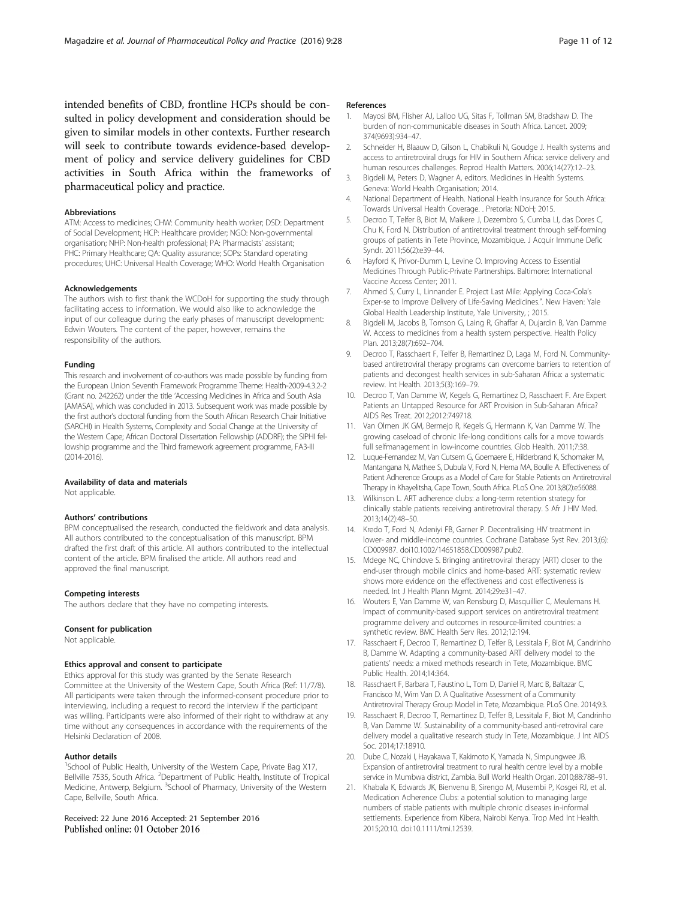intended benefits of CBD, frontline HCPs should be consulted in policy development and consideration should be given to similar models in other contexts. Further research will seek to contribute towards evidence-based development of policy and service delivery guidelines for CBD activities in South Africa within the frameworks of pharmaceutical policy and practice.

#### Abbreviations

ATM: Access to medicines; CHW: Community health worker; DSD: Department of Social Development; HCP: Healthcare provider; NGO: Non-governmental organisation; NHP: Non-health professional; PA: Pharmacists' assistant; PHC: Primary Healthcare; QA: Quality assurance; SOPs: Standard operating procedures; UHC: Universal Health Coverage; WHO: World Health Organisation

#### Acknowledgements

The authors wish to first thank the WCDoH for supporting the study through facilitating access to information. We would also like to acknowledge the input of our colleague during the early phases of manuscript development: Edwin Wouters. The content of the paper, however, remains the responsibility of the authors.

#### Funding

This research and involvement of co-authors was made possible by funding from the European Union Seventh Framework Programme Theme: Health-2009-4.3.2-2 (Grant no. 242262) under the title 'Accessing Medicines in Africa and South Asia [AMASA], which was concluded in 2013. Subsequent work was made possible by the first author's doctoral funding from the South African Research Chair Initiative (SARCHI) in Health Systems, Complexity and Social Change at the University of the Western Cape; African Doctoral Dissertation Fellowship (ADDRF); the SIPHI fellowship programme and the Third framework agreement programme, FA3-III (2014-2016).

#### Availability of data and materials

Not applicable.

#### Authors' contributions

BPM conceptualised the research, conducted the fieldwork and data analysis. All authors contributed to the conceptualisation of this manuscript. BPM drafted the first draft of this article. All authors contributed to the intellectual content of the article. BPM finalised the article. All authors read and approved the final manuscript.

#### Competing interests

The authors declare that they have no competing interests.

#### Consent for publication

Not applicable.

#### Ethics approval and consent to participate

Ethics approval for this study was granted by the Senate Research Committee at the University of the Western Cape, South Africa (Ref: 11/7/8). All participants were taken through the informed-consent procedure prior to interviewing, including a request to record the interview if the participant was willing. Participants were also informed of their right to withdraw at any time without any consequences in accordance with the requirements of the Helsinki Declaration of 2008.

#### Author details

[1]School of Public Health, University of the Western Cape, Private Bag X17, Bellville 7535, South Africa. [2]Department of Public Health, Institute of Tropical Medicine, Antwerp, Belgium. [3]School of Pharmacy, University of the Western Cape, Bellville, South Africa.

Received: 22 June 2016 Accepted: 21 September 2016
Published online: 01 October 2016

#### References

1. Mayosi BM, Flisher AJ, Lalloo UG, Sitas F, Tollman SM, Bradshaw D. The burden of non-communicable diseases in South Africa. Lancet. 2009; 374(9693):934–47.
2. Schneider H, Blaauw D, Gilson L, Chabikuli N, Goudge J. Health systems and access to antiretroviral drugs for HIV in Southern Africa: service delivery and human resources challenges. Reprod Health Matters. 2006;14(27):12–23.
3. Bigdeli M, Peters D, Wagner A, editors. Medicines in Health Systems. Geneva: World Health Organisation; 2014.
4. National Department of Health. National Health Insurance for South Africa: Towards Universal Health Coverage. . Pretoria: NDoH; 2015.
5. Decroo T, Telfer B, Biot M, Maikere J, Dezembro S, Cumba LI, das Dores C, Chu K, Ford N. Distribution of antiretroviral treatment through self-forming groups of patients in Tete Province, Mozambique. J Acquir Immune Defic Syndr. 2011;56(2):e39–44.
6. Hayford K, Privor-Dumm L, Levine O. Improving Access to Essential Medicines Through Public-Private Partnerships. Baltimore: International Vaccine Access Center; 2011.
7. Ahmed S, Curry L, Linnander E. Project Last Mile: Applying Coca-Cola's Exper-se to Improve Delivery of Life-Saving Medicines.". New Haven: Yale Global Health Leadership Institute, Yale University, ; 2015.
8. Bigdeli M, Jacobs B, Tomson G, Laing R, Ghaffar A, Dujardin B, Van Damme W. Access to medicines from a health system perspective. Health Policy Plan. 2013;28(7):692–704.
9. Decroo T, Rasschaert F, Telfer B, Remartinez D, Laga M, Ford N. Community-based antiretroviral therapy programs can overcome barriers to retention of patients and decongest health services in sub-Saharan Africa: a systematic review. Int Health. 2013;5(3):169–79.
10. Decroo T, Van Damme W, Kegels G, Remartinez D, Rasschaert F. Are Expert Patients an Untapped Resource for ART Provision in Sub-Saharan Africa? AIDS Res Treat. 2012;2012:749718.
11. Van Olmen JK GM, Bermejo R, Kegels G, Hermann K, Van Damme W. The growing caseload of chronic life-long conditions calls for a move towards full selfmanagement in low-income countries. Glob Health. 2011;7:38.
12. Luque-Fernandez M, Van Cutsem G, Goemaere E, Hilderbrand K, Schomaker M, Mantangana N, Mathee S, Dubula V, Ford N, Herna MA, Boulle A. Effectiveness of Patient Adherence Groups as a Model of Care for Stable Patients on Antiretroviral Therapy in Khayelitsha, Cape Town, South Africa. PLoS One. 2013;8(2):e56088.
13. Wilkinson L. ART adherence clubs: a long-term retention strategy for clinically stable patients receiving antiretroviral therapy. S Afr J HIV Med. 2013;14(2):48–50.
14. Kredo T, Ford N, Adeniyi FB, Garner P. Decentralising HIV treatment in lower- and middle-income countries. Cochrane Database Syst Rev. 2013;(6): CD009987. doi10.1002/14651858.CD009987.pub2.
15. Mdege NC, Chindove S. Bringing antiretroviral therapy (ART) closer to the end-user through mobile clinics and home-based ART: systematic review shows more evidence on the effectiveness and cost effectiveness is needed. Int J Health Plann Mgmt. 2014;29:e31–47.
16. Wouters E, Van Damme W, van Rensburg D, Masquillier C, Meulemans H. Impact of community-based support services on antiretroviral treatment programme delivery and outcomes in resource-limited countries: a synthetic review. BMC Health Serv Res. 2012;12:194.
17. Rasschaert F, Decroo T, Remartinez D, Telfer B, Lessitala F, Biot M, Candrinho B, Damme W. Adapting a community-based ART delivery model to the patients' needs: a mixed methods research in Tete, Mozambique. BMC Public Health. 2014;14:364.
18. Rasschaert F, Barbara T, Faustino L, Tom D, Daniel R, Marc B, Baltazar C, Francisco M, Wim Van D. A Qualitative Assessment of a Community Antiretroviral Therapy Group Model in Tete, Mozambique. PLoS One. 2014;9:3.
19. Rasschaert R, Decroo T, Remartinez D, Telfer B, Lessitala F, Biot M, Candrinho B, Van Damme W. Sustainability of a community-based anti-retroviral care delivery model a qualitative research study in Tete, Mozambique. J Int AIDS Soc. 2014;17:18910.
20. Dube C, Nozaki I, Hayakawa T, Kakimoto K, Yamada N, Simpungwee JB. Expansion of antiretroviral treatment to rural health centre level by a mobile service in Mumbwa district, Zambia. Bull World Health Organ. 2010;88:788–91.
21. Khabala K, Edwards JK, Bienvenu B, Sirengo M, Musembi P, Kosgei RJ, et al. Medication Adherence Clubs: a potential solution to managing large numbers of stable patients with multiple chronic diseases in-informal settlements. Experience from Kibera, Nairobi Kenya. Trop Med Int Health. 2015;20:10. doi:10.1111/tmi.12539.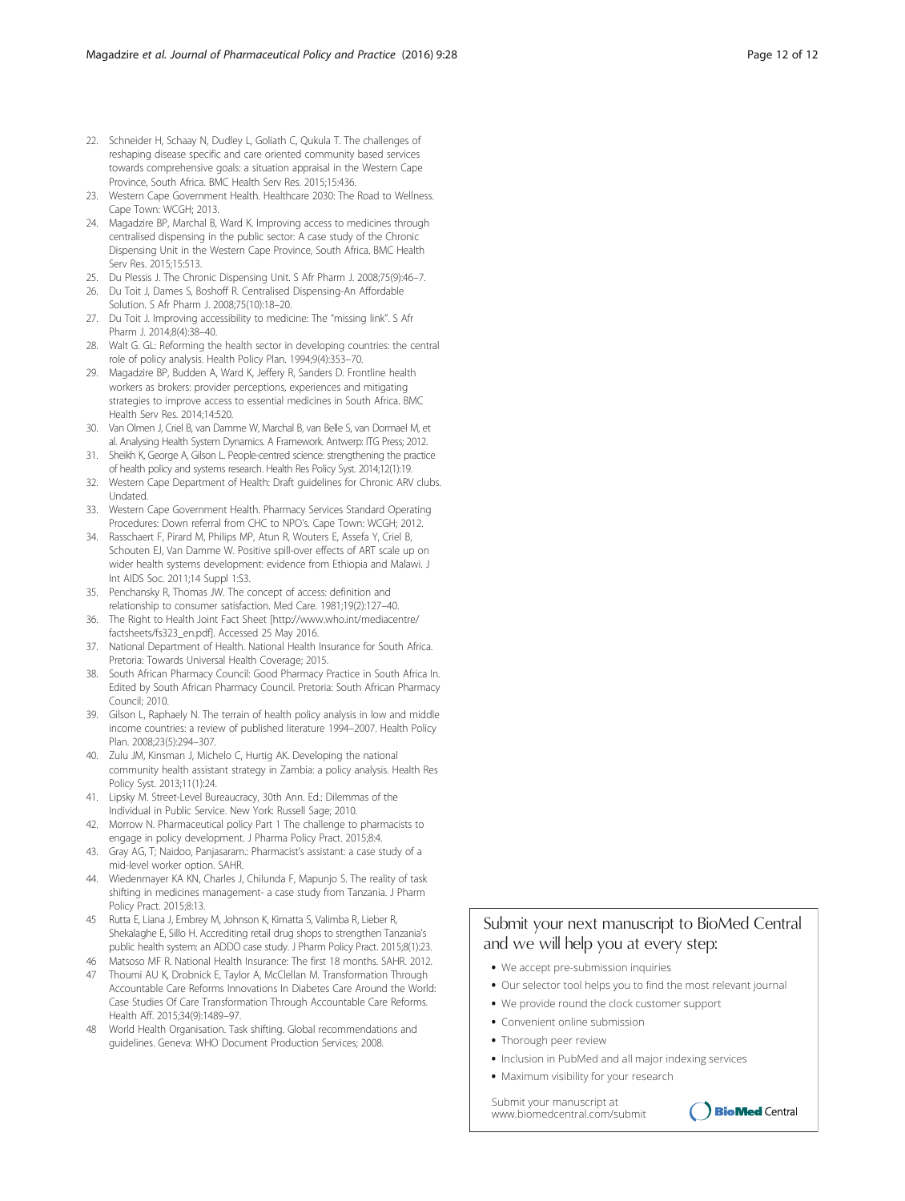22. Schneider H, Schaay N, Dudley L, Goliath C, Qukula T. The challenges of reshaping disease specific and care oriented community based services towards comprehensive goals: a situation appraisal in the Western Cape Province, South Africa. BMC Health Serv Res. 2015;15:436.
23. Western Cape Government Health. Healthcare 2030: The Road to Wellness. Cape Town: WCGH; 2013.
24. Magadzire BP, Marchal B, Ward K. Improving access to medicines through centralised dispensing in the public sector: A case study of the Chronic Dispensing Unit in the Western Cape Province, South Africa. BMC Health Serv Res. 2015;15:513.
25. Du Plessis J. The Chronic Dispensing Unit. S Afr Pharm J. 2008;75(9):46–7.
26. Du Toit J, Dames S, Boshoff R. Centralised Dispensing-An Affordable Solution. S Afr Pharm J. 2008;75(10):18–20.
27. Du Toit J. Improving accessibility to medicine: The "missing link". S Afr Pharm J. 2014;8(4):38–40.
28. Walt G. GL: Reforming the health sector in developing countries: the central role of policy analysis. Health Policy Plan. 1994;9(4):353–70.
29. Magadzire BP, Budden A, Ward K, Jeffery R, Sanders D. Frontline health workers as brokers: provider perceptions, experiences and mitigating strategies to improve access to essential medicines in South Africa. BMC Health Serv Res. 2014;14:520.
30. Van Olmen J, Criel B, van Damme W, Marchal B, van Belle S, van Dormael M, et al. Analysing Health System Dynamics. A Framework. Antwerp: ITG Press; 2012.
31. Sheikh K, George A, Gilson L. People-centred science: strengthening the practice of health policy and systems research. Health Res Policy Syst. 2014;12(1):19.
32. Western Cape Department of Health: Draft guidelines for Chronic ARV clubs. Undated.
33. Western Cape Government Health. Pharmacy Services Standard Operating Procedures: Down referral from CHC to NPO's. Cape Town: WCGH; 2012.
34. Rasschaert F, Pirard M, Philips MP, Atun R, Wouters E, Assefa Y, Criel B, Schouten EJ, Van Damme W. Positive spill-over effects of ART scale up on wider health systems development: evidence from Ethiopia and Malawi. J Int AIDS Soc. 2011;14 Suppl 1:S3.
35. Penchansky R, Thomas JW. The concept of access: definition and relationship to consumer satisfaction. Med Care. 1981;19(2):127–40.
36. The Right to Health Joint Fact Sheet [http://www.who.int/mediacentre/factsheets/fs323_en.pdf]. Accessed 25 May 2016.
37. National Department of Health. National Health Insurance for South Africa. Pretoria: Towards Universal Health Coverage; 2015.
38. South African Pharmacy Council: Good Pharmacy Practice in South Africa In. Edited by South African Pharmacy Council. Pretoria: South African Pharmacy Council; 2010.
39. Gilson L, Raphaely N. The terrain of health policy analysis in low and middle income countries: a review of published literature 1994–2007. Health Policy Plan. 2008;23(5):294–307.
40. Zulu JM, Kinsman J, Michelo C, Hurtig AK. Developing the national community health assistant strategy in Zambia: a policy analysis. Health Res Policy Syst. 2013;11(1):24.
41. Lipsky M. Street-Level Bureaucracy, 30th Ann. Ed.: Dilemmas of the Individual in Public Service. New York: Russell Sage; 2010.
42. Morrow N. Pharmaceutical policy Part 1 The challenge to pharmacists to engage in policy development. J Pharma Policy Pract. 2015;8:4.
43. Gray AG, T; Naidoo, Panjasaram.: Pharmacist's assistant: a case study of a mid-level worker option. SAHR.
44. Wiedenmayer KA KN, Charles J, Chilunda F, Mapunjo S. The reality of task shifting in medicines management- a case study from Tanzania. J Pharm Policy Pract. 2015;8:13.
45 Rutta E, Liana J, Embrey M, Johnson K, Kimatta S, Valimba R, Lieber R, Shekalaghe E, Sillo H. Accrediting retail drug shops to strengthen Tanzania's public health system: an ADDO case study. J Pharm Policy Pract. 2015;8(1):23.
46 Matsoso MF R. National Health Insurance: The first 18 months. SAHR. 2012.
47 Thoumi AU K, Drobnick E, Taylor A, McClellan M. Transformation Through Accountable Care Reforms Innovations In Diabetes Care Around the World: Case Studies Of Care Transformation Through Accountable Care Reforms. Health Aff. 2015;34(9):1489–97.
48 World Health Organisation. Task shifting. Global recommendations and guidelines. Geneva: WHO Document Production Services; 2008.

Submit your next manuscript to BioMed Central and we will help you at every step:

- We accept pre-submission inquiries
- Our selector tool helps you to find the most relevant journal
- We provide round the clock customer support
- Convenient online submission
- Thorough peer review
- Inclusion in PubMed and all major indexing services
- Maximum visibility for your research

Submit your manuscript at www.biomedcentral.com/submit

BioMed Central